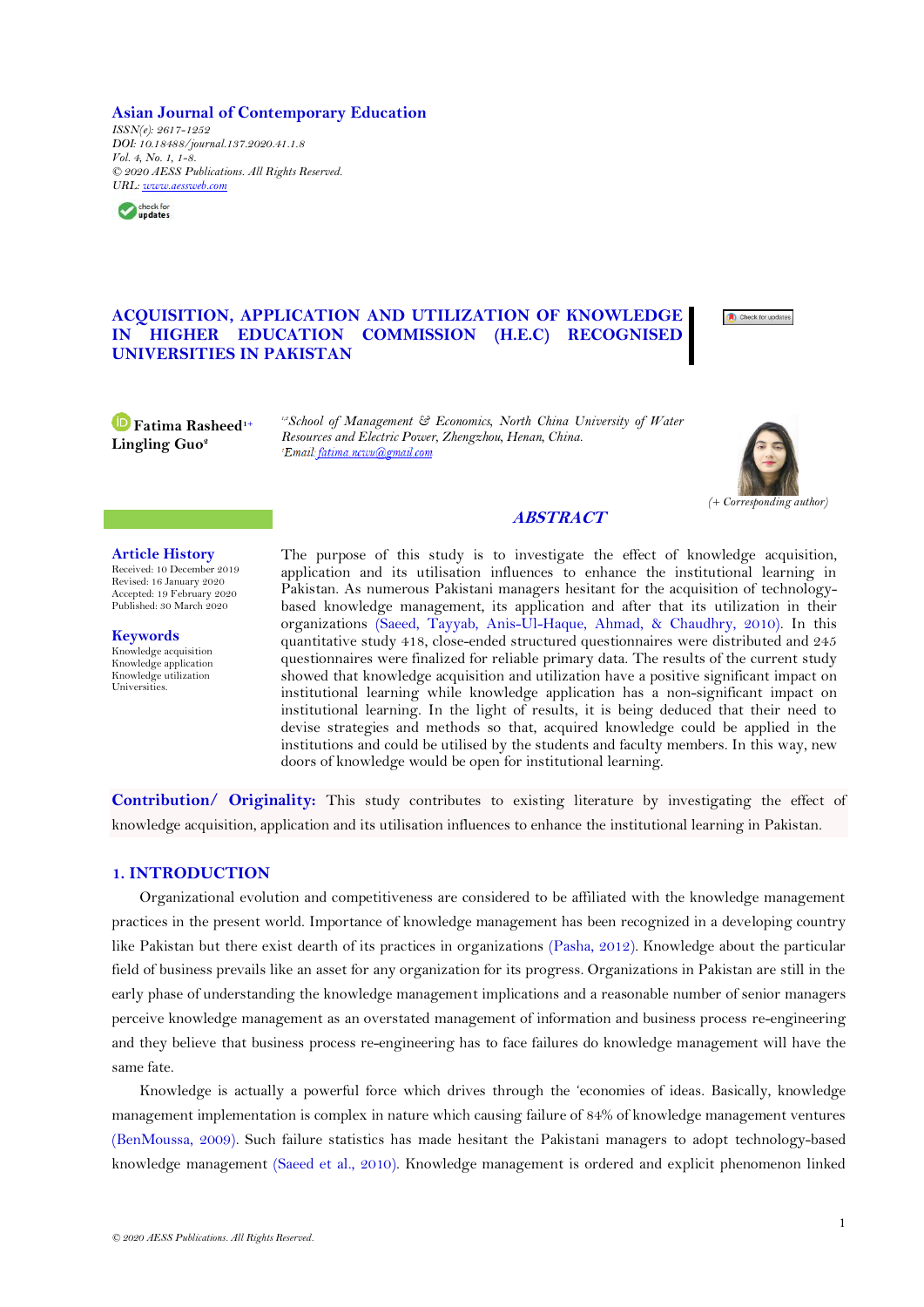Asian Journal of Contemporary Education
*ISSN(e): 2617-1252*
*DOI: 10.18488/journal.137.2020.41.1.8*
*Vol. 4, No. 1, 1-8.*
*© 2020 AESS Publications. All Rights Reserved.*
*URL: www.aessweb.com*

# ACQUISITION, APPLICATION AND UTILIZATION OF KNOWLEDGE IN HIGHER EDUCATION COMMISSION (H.E.C) RECOGNISED UNIVERSITIES IN PAKISTAN

**Fatima Rasheed**[1+]
**Lingling Guo**[2]

[1,2]*School of Management & Economics, North China University of Water Resources and Electric Power, Zhengzhou, Henan, China.*
[1]*Email: fatima.ncwu@gmail.com*

*(+ Corresponding author)*

**Article History**
Received: 10 December 2019
Revised: 16 January 2020
Accepted: 19 February 2020
Published: 30 March 2020

**Keywords**
Knowledge acquisition
Knowledge application
Knowledge utilization
Universities.

## *ABSTRACT*

The purpose of this study is to investigate the effect of knowledge acquisition, application and its utilisation influences to enhance the institutional learning in Pakistan. As numerous Pakistani managers hesitant for the acquisition of technology-based knowledge management, its application and after that its utilization in their organizations (Saeed, Tayyab, Anis-Ul-Haque, Ahmad, & Chaudhry, 2010). In this quantitative study 418, close-ended structured questionnaires were distributed and 245 questionnaires were finalized for reliable primary data. The results of the current study showed that knowledge acquisition and utilization have a positive significant impact on institutional learning while knowledge application has a non-significant impact on institutional learning. In the light of results, it is being deduced that their need to devise strategies and methods so that, acquired knowledge could be applied in the institutions and could be utilised by the students and faculty members. In this way, new doors of knowledge would be open for institutional learning.

**Contribution/ Originality:** This study contributes to existing literature by investigating the effect of knowledge acquisition, application and its utilisation influences to enhance the institutional learning in Pakistan.

## 1. INTRODUCTION

Organizational evolution and competitiveness are considered to be affiliated with the knowledge management practices in the present world. Importance of knowledge management has been recognized in a developing country like Pakistan but there exist dearth of its practices in organizations (Pasha, 2012). Knowledge about the particular field of business prevails like an asset for any organization for its progress. Organizations in Pakistan are still in the early phase of understanding the knowledge management implications and a reasonable number of senior managers perceive knowledge management as an overstated management of information and business process re-engineering and they believe that business process re-engineering has to face failures do knowledge management will have the same fate.

Knowledge is actually a powerful force which drives through the 'economies of ideas. Basically, knowledge management implementation is complex in nature which causing failure of 84% of knowledge management ventures (BenMoussa, 2009). Such failure statistics has made hesitant the Pakistani managers to adopt technology-based knowledge management (Saeed et al., 2010). Knowledge management is ordered and explicit phenomenon linked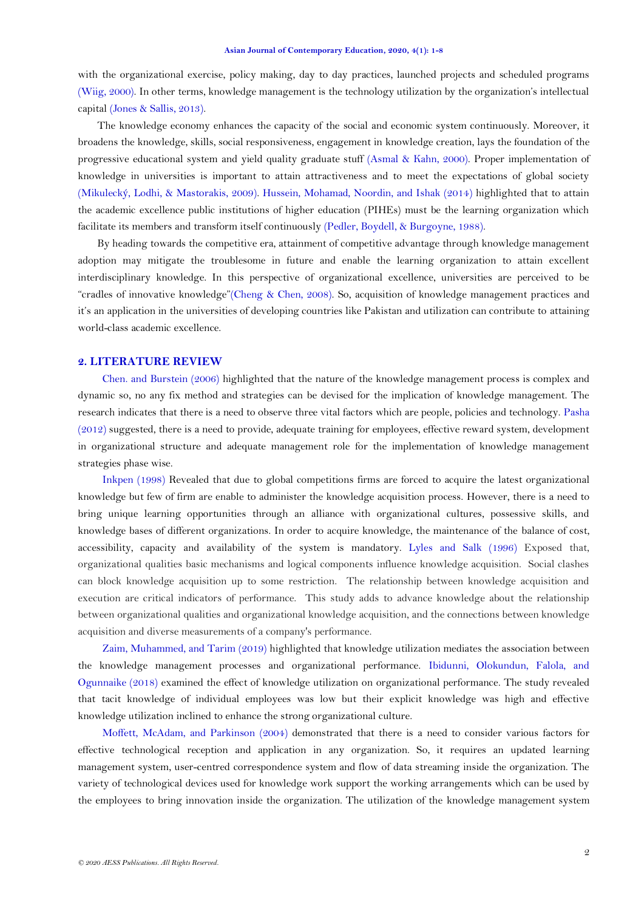with the organizational exercise, policy making, day to day practices, launched projects and scheduled programs (Wiig, 2000). In other terms, knowledge management is the technology utilization by the organization's intellectual capital (Jones & Sallis, 2013).

The knowledge economy enhances the capacity of the social and economic system continuously. Moreover, it broadens the knowledge, skills, social responsiveness, engagement in knowledge creation, lays the foundation of the progressive educational system and yield quality graduate stuff (Asmal & Kahn, 2000). Proper implementation of knowledge in universities is important to attain attractiveness and to meet the expectations of global society (Mikulecký, Lodhi, & Mastorakis, 2009). Hussein, Mohamad, Noordin, and Ishak (2014) highlighted that to attain the academic excellence public institutions of higher education (PIHEs) must be the learning organization which facilitate its members and transform itself continuously (Pedler, Boydell, & Burgoyne, 1988).

By heading towards the competitive era, attainment of competitive advantage through knowledge management adoption may mitigate the troublesome in future and enable the learning organization to attain excellent interdisciplinary knowledge. In this perspective of organizational excellence, universities are perceived to be "cradles of innovative knowledge"(Cheng & Chen, 2008). So, acquisition of knowledge management practices and it's an application in the universities of developing countries like Pakistan and utilization can contribute to attaining world-class academic excellence.

## 2. LITERATURE REVIEW

Chen. and Burstein (2006) highlighted that the nature of the knowledge management process is complex and dynamic so, no any fix method and strategies can be devised for the implication of knowledge management. The research indicates that there is a need to observe three vital factors which are people, policies and technology. Pasha (2012) suggested, there is a need to provide, adequate training for employees, effective reward system, development in organizational structure and adequate management role for the implementation of knowledge management strategies phase wise.

Inkpen (1998) Revealed that due to global competitions firms are forced to acquire the latest organizational knowledge but few of firm are enable to administer the knowledge acquisition process. However, there is a need to bring unique learning opportunities through an alliance with organizational cultures, possessive skills, and knowledge bases of different organizations. In order to acquire knowledge, the maintenance of the balance of cost, accessibility, capacity and availability of the system is mandatory. Lyles and Salk (1996) Exposed that, organizational qualities basic mechanisms and logical components influence knowledge acquisition. Social clashes can block knowledge acquisition up to some restriction. The relationship between knowledge acquisition and execution are critical indicators of performance. This study adds to advance knowledge about the relationship between organizational qualities and organizational knowledge acquisition, and the connections between knowledge acquisition and diverse measurements of a company's performance.

Zaim, Muhammed, and Tarim (2019) highlighted that knowledge utilization mediates the association between the knowledge management processes and organizational performance. Ibidunni, Olokundun, Falola, and Ogunnaike (2018) examined the effect of knowledge utilization on organizational performance. The study revealed that tacit knowledge of individual employees was low but their explicit knowledge was high and effective knowledge utilization inclined to enhance the strong organizational culture.

Moffett, McAdam, and Parkinson (2004) demonstrated that there is a need to consider various factors for effective technological reception and application in any organization. So, it requires an updated learning management system, user-centred correspondence system and flow of data streaming inside the organization. The variety of technological devices used for knowledge work support the working arrangements which can be used by the employees to bring innovation inside the organization. The utilization of the knowledge management system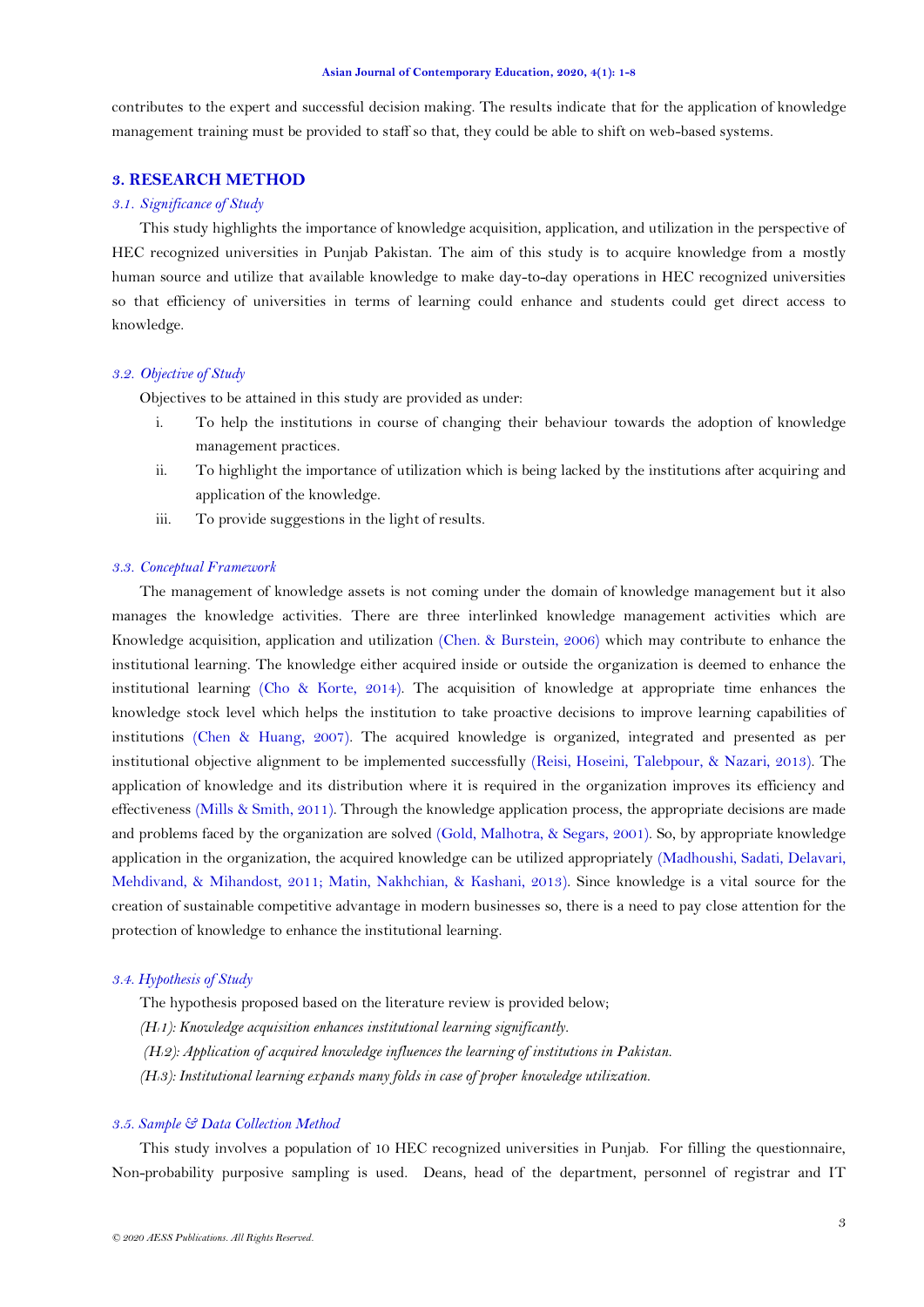contributes to the expert and successful decision making. The results indicate that for the application of knowledge management training must be provided to staff so that, they could be able to shift on web-based systems.

## 3. RESEARCH METHOD

### *3.1. Significance of Study*

This study highlights the importance of knowledge acquisition, application, and utilization in the perspective of HEC recognized universities in Punjab Pakistan. The aim of this study is to acquire knowledge from a mostly human source and utilize that available knowledge to make day-to-day operations in HEC recognized universities so that efficiency of universities in terms of learning could enhance and students could get direct access to knowledge.

### *3.2. Objective of Study*

Objectives to be attained in this study are provided as under:

i. To help the institutions in course of changing their behaviour towards the adoption of knowledge management practices.
ii. To highlight the importance of utilization which is being lacked by the institutions after acquiring and application of the knowledge.
iii. To provide suggestions in the light of results.

### *3.3. Conceptual Framework*

The management of knowledge assets is not coming under the domain of knowledge management but it also manages the knowledge activities. There are three interlinked knowledge management activities which are Knowledge acquisition, application and utilization (Chen. & Burstein, 2006) which may contribute to enhance the institutional learning. The knowledge either acquired inside or outside the organization is deemed to enhance the institutional learning (Cho & Korte, 2014). The acquisition of knowledge at appropriate time enhances the knowledge stock level which helps the institution to take proactive decisions to improve learning capabilities of institutions (Chen & Huang, 2007). The acquired knowledge is organized, integrated and presented as per institutional objective alignment to be implemented successfully (Reisi, Hoseini, Talebpour, & Nazari, 2013). The application of knowledge and its distribution where it is required in the organization improves its efficiency and effectiveness (Mills & Smith, 2011). Through the knowledge application process, the appropriate decisions are made and problems faced by the organization are solved (Gold, Malhotra, & Segars, 2001). So, by appropriate knowledge application in the organization, the acquired knowledge can be utilized appropriately (Madhoushi, Sadati, Delavari, Mehdivand, & Mihandost, 2011; Matin, Nakhchian, & Kashani, 2013). Since knowledge is a vital source for the creation of sustainable competitive advantage in modern businesses so, there is a need to pay close attention for the protection of knowledge to enhance the institutional learning.

### *3.4. Hypothesis of Study*

The hypothesis proposed based on the literature review is provided below;

*(H1): Knowledge acquisition enhances institutional learning significantly.*

*(H2): Application of acquired knowledge influences the learning of institutions in Pakistan.*

*(H3): Institutional learning expands many folds in case of proper knowledge utilization.*

### *3.5. Sample & Data Collection Method*

This study involves a population of 10 HEC recognized universities in Punjab. For filling the questionnaire, Non-probability purposive sampling is used. Deans, head of the department, personnel of registrar and IT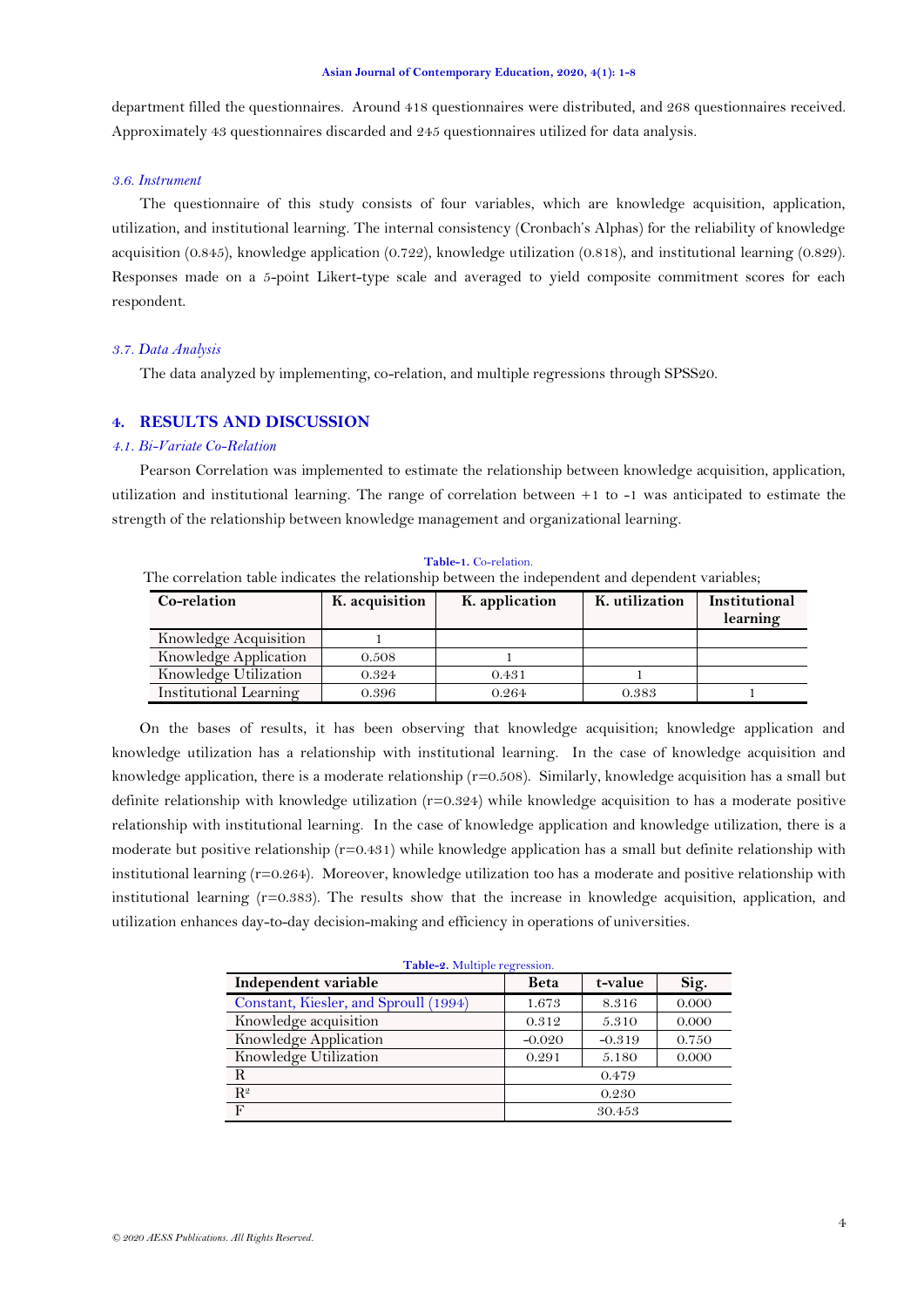department filled the questionnaires. Around 418 questionnaires were distributed, and 268 questionnaires received. Approximately 43 questionnaires discarded and 245 questionnaires utilized for data analysis.

### *3.6. Instrument*

The questionnaire of this study consists of four variables, which are knowledge acquisition, application, utilization, and institutional learning. The internal consistency (Cronbach's Alphas) for the reliability of knowledge acquisition (0.845), knowledge application (0.722), knowledge utilization (0.818), and institutional learning (0.829). Responses made on a 5-point Likert-type scale and averaged to yield composite commitment scores for each respondent.

### *3.7. Data Analysis*

The data analyzed by implementing, co-relation, and multiple regressions through SPSS20.

## 4. RESULTS AND DISCUSSION

### *4.1. Bi-Variate Co-Relation*

Pearson Correlation was implemented to estimate the relationship between knowledge acquisition, application, utilization and institutional learning. The range of correlation between +1 to -1 was anticipated to estimate the strength of the relationship between knowledge management and organizational learning.

**Table-1.** Co-relation.

The correlation table indicates the relationship between the independent and dependent variables;

| Co-relation | K. acquisition | K. application | K. utilization | Institutional learning |
|---|---|---|---|---|
| Knowledge Acquisition | 1 | | | |
| Knowledge Application | 0.508 | 1 | | |
| Knowledge Utilization | 0.324 | 0.431 | 1 | |
| Institutional Learning | 0.396 | 0.264 | 0.383 | 1 |

On the bases of results, it has been observing that knowledge acquisition; knowledge application and knowledge utilization has a relationship with institutional learning. In the case of knowledge acquisition and knowledge application, there is a moderate relationship (r=0.508). Similarly, knowledge acquisition has a small but definite relationship with knowledge utilization (r=0.324) while knowledge acquisition to has a moderate positive relationship with institutional learning. In the case of knowledge application and knowledge utilization, there is a moderate but positive relationship (r=0.431) while knowledge application has a small but definite relationship with institutional learning (r=0.264). Moreover, knowledge utilization too has a moderate and positive relationship with institutional learning (r=0.383). The results show that the increase in knowledge acquisition, application, and utilization enhances day-to-day decision-making and efficiency in operations of universities.

**Table-2.** Multiple regression.

| Independent variable | Beta | t-value | Sig. |
|---|---|---|---|
| Constant, Kiesler, and Sproull (1994) | 1.673 | 8.316 | 0.000 |
| Knowledge acquisition | 0.312 | 5.310 | 0.000 |
| Knowledge Application | -0.020 | -0.319 | 0.750 |
| Knowledge Utilization | 0.291 | 5.180 | 0.000 |
| R | 0.479 | | |
| $R^2$ | 0.230 | | |
| F | 30.453 | | |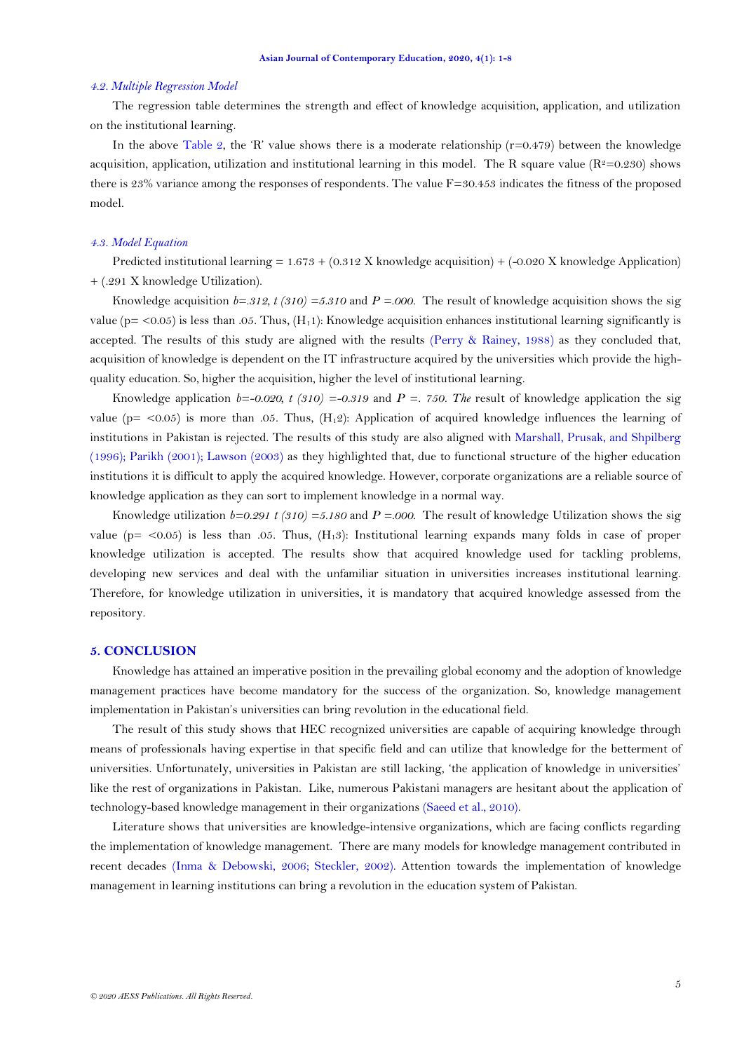### 4.2. Multiple Regression Model

The regression table determines the strength and effect of knowledge acquisition, application, and utilization on the institutional learning.

In the above Table 2, the 'R' value shows there is a moderate relationship (r=0.479) between the knowledge acquisition, application, utilization and institutional learning in this model. The R square value ($R^2$=0.230) shows there is 23% variance among the responses of respondents. The value F=30.453 indicates the fitness of the proposed model.

### 4.3. Model Equation

Predicted institutional learning = 1.673 + (0.312 X knowledge acquisition) + (-0.020 X knowledge Application) + (.291 X knowledge Utilization).

Knowledge acquisition *b=.312, t (310) =5.310* and *P =.000.* The result of knowledge acquisition shows the sig value (p= <0.05) is less than .05. Thus, ($H_1$1): Knowledge acquisition enhances institutional learning significantly is accepted. The results of this study are aligned with the results (Perry & Rainey, 1988) as they concluded that, acquisition of knowledge is dependent on the IT infrastructure acquired by the universities which provide the high-quality education. So, higher the acquisition, higher the level of institutional learning.

Knowledge application *b=-0.020, t (310) =-0.319* and *P =. 750. The* result of knowledge application the sig value (p= <0.05) is more than .05. Thus, ($H_1$2): Application of acquired knowledge influences the learning of institutions in Pakistan is rejected. The results of this study are also aligned with Marshall, Prusak, and Shpilberg (1996); Parikh (2001); Lawson (2003) as they highlighted that, due to functional structure of the higher education institutions it is difficult to apply the acquired knowledge. However, corporate organizations are a reliable source of knowledge application as they can sort to implement knowledge in a normal way.

Knowledge utilization *b=0.291 t (310) =5.180* and *P =.000.* The result of knowledge Utilization shows the sig value (p= <0.05) is less than .05. Thus, ($H_1$3): Institutional learning expands many folds in case of proper knowledge utilization is accepted. The results show that acquired knowledge used for tackling problems, developing new services and deal with the unfamiliar situation in universities increases institutional learning. Therefore, for knowledge utilization in universities, it is mandatory that acquired knowledge assessed from the repository.

## 5. CONCLUSION

Knowledge has attained an imperative position in the prevailing global economy and the adoption of knowledge management practices have become mandatory for the success of the organization. So, knowledge management implementation in Pakistan's universities can bring revolution in the educational field.

The result of this study shows that HEC recognized universities are capable of acquiring knowledge through means of professionals having expertise in that specific field and can utilize that knowledge for the betterment of universities. Unfortunately, universities in Pakistan are still lacking, 'the application of knowledge in universities' like the rest of organizations in Pakistan. Like, numerous Pakistani managers are hesitant about the application of technology-based knowledge management in their organizations (Saeed et al., 2010).

Literature shows that universities are knowledge-intensive organizations, which are facing conflicts regarding the implementation of knowledge management. There are many models for knowledge management contributed in recent decades (Inma & Debowski, 2006; Steckler, 2002). Attention towards the implementation of knowledge management in learning institutions can bring a revolution in the education system of Pakistan.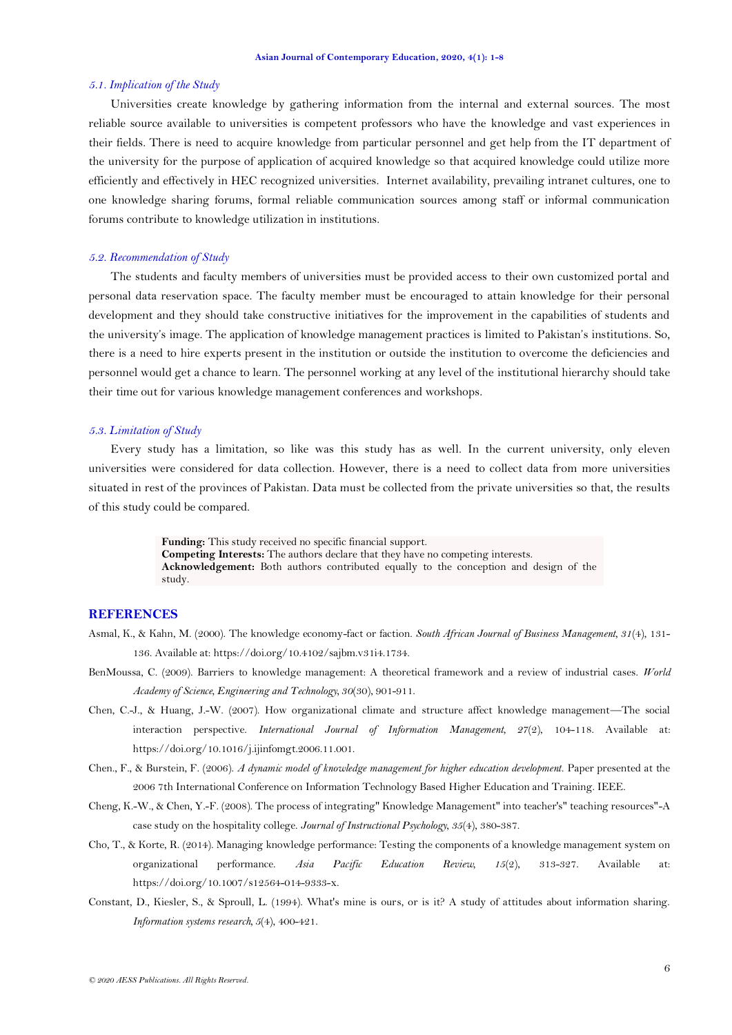### 5.1. Implication of the Study

Universities create knowledge by gathering information from the internal and external sources. The most reliable source available to universities is competent professors who have the knowledge and vast experiences in their fields. There is need to acquire knowledge from particular personnel and get help from the IT department of the university for the purpose of application of acquired knowledge so that acquired knowledge could utilize more efficiently and effectively in HEC recognized universities. Internet availability, prevailing intranet cultures, one to one knowledge sharing forums, formal reliable communication sources among staff or informal communication forums contribute to knowledge utilization in institutions.

### 5.2. Recommendation of Study

The students and faculty members of universities must be provided access to their own customized portal and personal data reservation space. The faculty member must be encouraged to attain knowledge for their personal development and they should take constructive initiatives for the improvement in the capabilities of students and the university's image. The application of knowledge management practices is limited to Pakistan's institutions. So, there is a need to hire experts present in the institution or outside the institution to overcome the deficiencies and personnel would get a chance to learn. The personnel working at any level of the institutional hierarchy should take their time out for various knowledge management conferences and workshops.

### 5.3. Limitation of Study

Every study has a limitation, so like was this study has as well. In the current university, only eleven universities were considered for data collection. However, there is a need to collect data from more universities situated in rest of the provinces of Pakistan. Data must be collected from the private universities so that, the results of this study could be compared.

**Funding:** This study received no specific financial support.
**Competing Interests:** The authors declare that they have no competing interests.
**Acknowledgement:** Both authors contributed equally to the conception and design of the study.

## REFERENCES

Asmal, K., & Kahn, M. (2000). The knowledge economy-fact or faction. *South African Journal of Business Management, 31*(4), 131-136. Available at: https://doi.org/10.4102/sajbm.v31i4.1734.

BenMoussa, C. (2009). Barriers to knowledge management: A theoretical framework and a review of industrial cases. *World Academy of Science, Engineering and Technology, 30*(30), 901-911.

Chen, C.-J., & Huang, J.-W. (2007). How organizational climate and structure affect knowledge management—The social interaction perspective. *International Journal of Information Management, 27*(2), 104-118. Available at: https://doi.org/10.1016/j.ijinfomgt.2006.11.001.

Chen., F., & Burstein, F. (2006). *A dynamic model of knowledge management for higher education development.* Paper presented at the 2006 7th International Conference on Information Technology Based Higher Education and Training. IEEE.

Cheng, K.-W., & Chen, Y.-F. (2008). The process of integrating" Knowledge Management" into teacher's" teaching resources"-A case study on the hospitality college. *Journal of Instructional Psychology, 35*(4), 380-387.

Cho, T., & Korte, R. (2014). Managing knowledge performance: Testing the components of a knowledge management system on organizational performance. *Asia Pacific Education Review, 15*(2), 313-327. Available at: https://doi.org/10.1007/s12564-014-9333-x.

Constant, D., Kiesler, S., & Sproull, L. (1994). What's mine is ours, or is it? A study of attitudes about information sharing. *Information systems research, 5*(4), 400-421.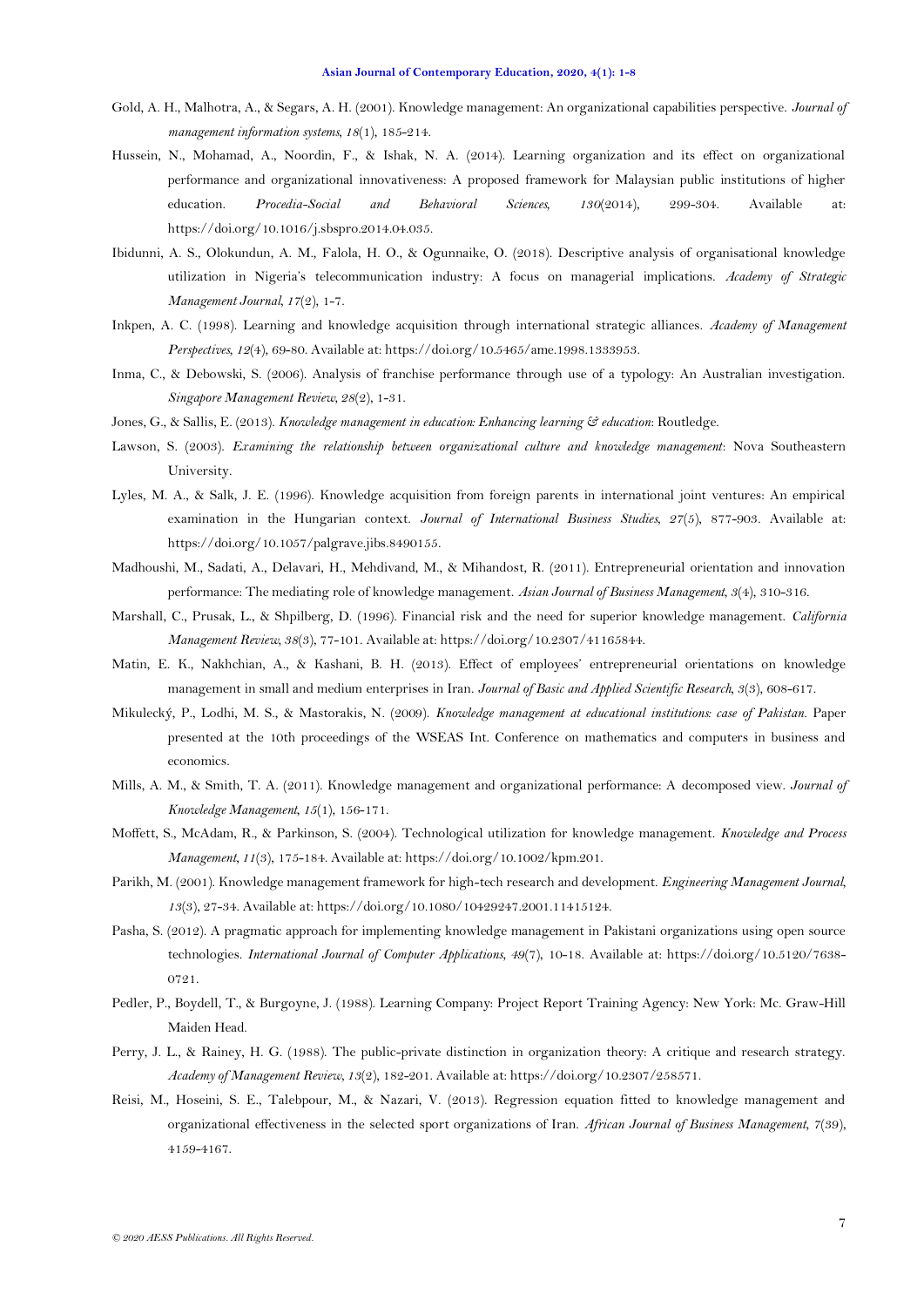Gold, A. H., Malhotra, A., & Segars, A. H. (2001). Knowledge management: An organizational capabilities perspective. *Journal of management information systems*, *18*(1), 185-214.

Hussein, N., Mohamad, A., Noordin, F., & Ishak, N. A. (2014). Learning organization and its effect on organizational performance and organizational innovativeness: A proposed framework for Malaysian public institutions of higher education. *Procedia-Social and Behavioral Sciences*, *130*(2014), 299-304. Available at: https://doi.org/10.1016/j.sbspro.2014.04.035.

Ibidunni, A. S., Olokundun, A. M., Falola, H. O., & Ogunnaike, O. (2018). Descriptive analysis of organisational knowledge utilization in Nigeria's telecommunication industry: A focus on managerial implications. *Academy of Strategic Management Journal*, *17*(2), 1-7.

Inkpen, A. C. (1998). Learning and knowledge acquisition through international strategic alliances. *Academy of Management Perspectives*, *12*(4), 69-80. Available at: https://doi.org/10.5465/ame.1998.1333953.

Inma, C., & Debowski, S. (2006). Analysis of franchise performance through use of a typology: An Australian investigation. *Singapore Management Review*, *28*(2), 1-31.

Jones, G., & Sallis, E. (2013). *Knowledge management in education: Enhancing learning & education*: Routledge.

Lawson, S. (2003). *Examining the relationship between organizational culture and knowledge management*: Nova Southeastern University.

Lyles, M. A., & Salk, J. E. (1996). Knowledge acquisition from foreign parents in international joint ventures: An empirical examination in the Hungarian context. *Journal of International Business Studies*, *27*(5), 877-903. Available at: https://doi.org/10.1057/palgrave.jibs.8490155.

Madhoushi, M., Sadati, A., Delavari, H., Mehdivand, M., & Mihandost, R. (2011). Entrepreneurial orientation and innovation performance: The mediating role of knowledge management. *Asian Journal of Business Management*, *3*(4), 310-316.

Marshall, C., Prusak, L., & Shpilberg, D. (1996). Financial risk and the need for superior knowledge management. *California Management Review*, *38*(3), 77-101. Available at: https://doi.org/10.2307/41165844.

Matin, E. K., Nakhchian, A., & Kashani, B. H. (2013). Effect of employees' entrepreneurial orientations on knowledge management in small and medium enterprises in Iran. *Journal of Basic and Applied Scientific Research*, *3*(3), 608-617.

Mikulecký, P., Lodhi, M. S., & Mastorakis, N. (2009). *Knowledge management at educational institutions: case of Pakistan.* Paper presented at the 10th proceedings of the WSEAS Int. Conference on mathematics and computers in business and economics.

Mills, A. M., & Smith, T. A. (2011). Knowledge management and organizational performance: A decomposed view. *Journal of Knowledge Management*, *15*(1), 156-171.

Moffett, S., McAdam, R., & Parkinson, S. (2004). Technological utilization for knowledge management. *Knowledge and Process Management*, *11*(3), 175-184. Available at: https://doi.org/10.1002/kpm.201.

Parikh, M. (2001). Knowledge management framework for high-tech research and development. *Engineering Management Journal*, *13*(3), 27-34. Available at: https://doi.org/10.1080/10429247.2001.11415124.

Pasha, S. (2012). A pragmatic approach for implementing knowledge management in Pakistani organizations using open source technologies. *International Journal of Computer Applications*, *49*(7), 10-18. Available at: https://doi.org/10.5120/7638-0721.

Pedler, P., Boydell, T., & Burgoyne, J. (1988). Learning Company: Project Report Training Agency: New York: Mc. Graw-Hill Maiden Head.

Perry, J. L., & Rainey, H. G. (1988). The public-private distinction in organization theory: A critique and research strategy. *Academy of Management Review*, *13*(2), 182-201. Available at: https://doi.org/10.2307/258571.

Reisi, M., Hoseini, S. E., Talebpour, M., & Nazari, V. (2013). Regression equation fitted to knowledge management and organizational effectiveness in the selected sport organizations of Iran. *African Journal of Business Management*, *7*(39), 4159-4167.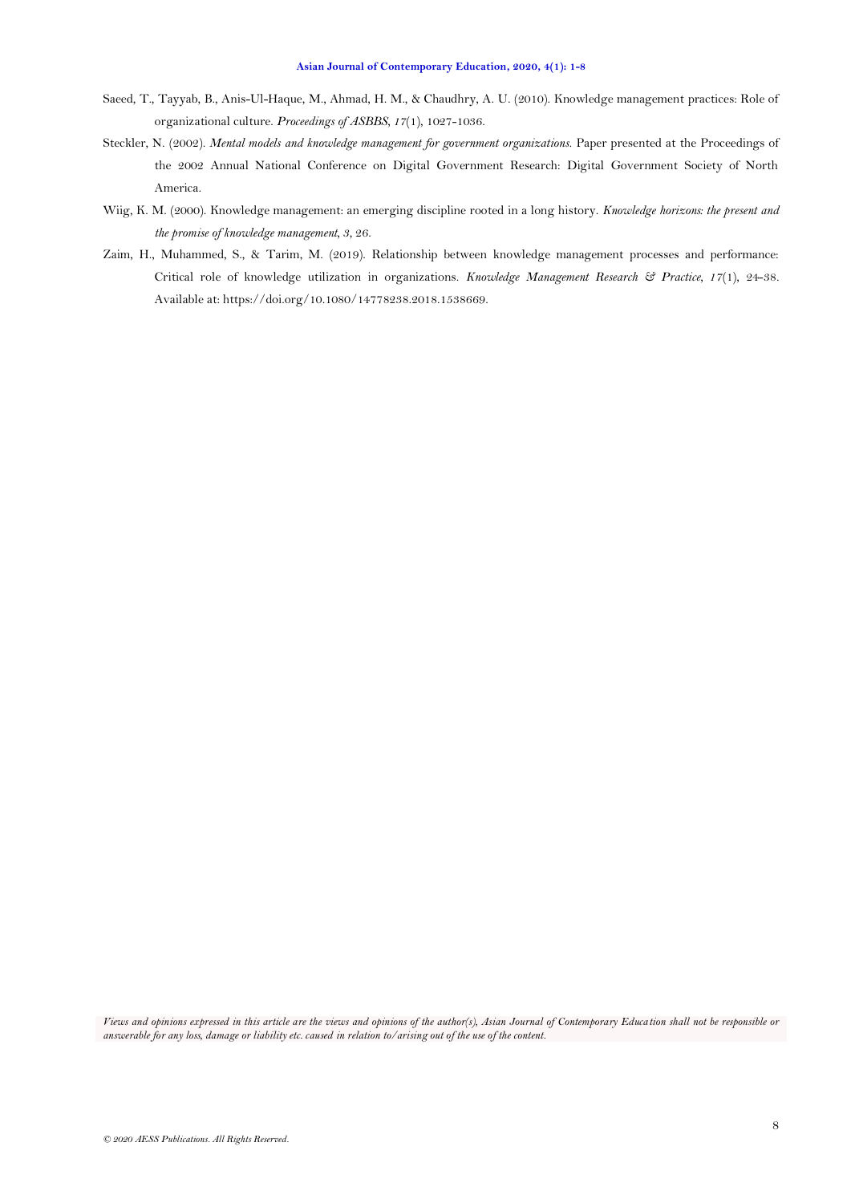Saeed, T., Tayyab, B., Anis-Ul-Haque, M., Ahmad, H. M., & Chaudhry, A. U. (2010). Knowledge management practices: Role of organizational culture. *Proceedings of ASBBS*, *17*(1), 1027-1036.

Steckler, N. (2002). *Mental models and knowledge management for government organizations*. Paper presented at the Proceedings of the 2002 Annual National Conference on Digital Government Research: Digital Government Society of North America.

Wiig, K. M. (2000). Knowledge management: an emerging discipline rooted in a long history. *Knowledge horizons: the present and the promise of knowledge management*, *3*, 26.

Zaim, H., Muhammed, S., & Tarim, M. (2019). Relationship between knowledge management processes and performance: Critical role of knowledge utilization in organizations. *Knowledge Management Research & Practice*, *17*(1), 24-38. Available at: https://doi.org/10.1080/14778238.2018.1538669.

*Views and opinions expressed in this article are the views and opinions of the author(s), Asian Journal of Contemporary Education shall not be responsible or answerable for any loss, damage or liability etc. caused in relation to/arising out of the use of the content.*